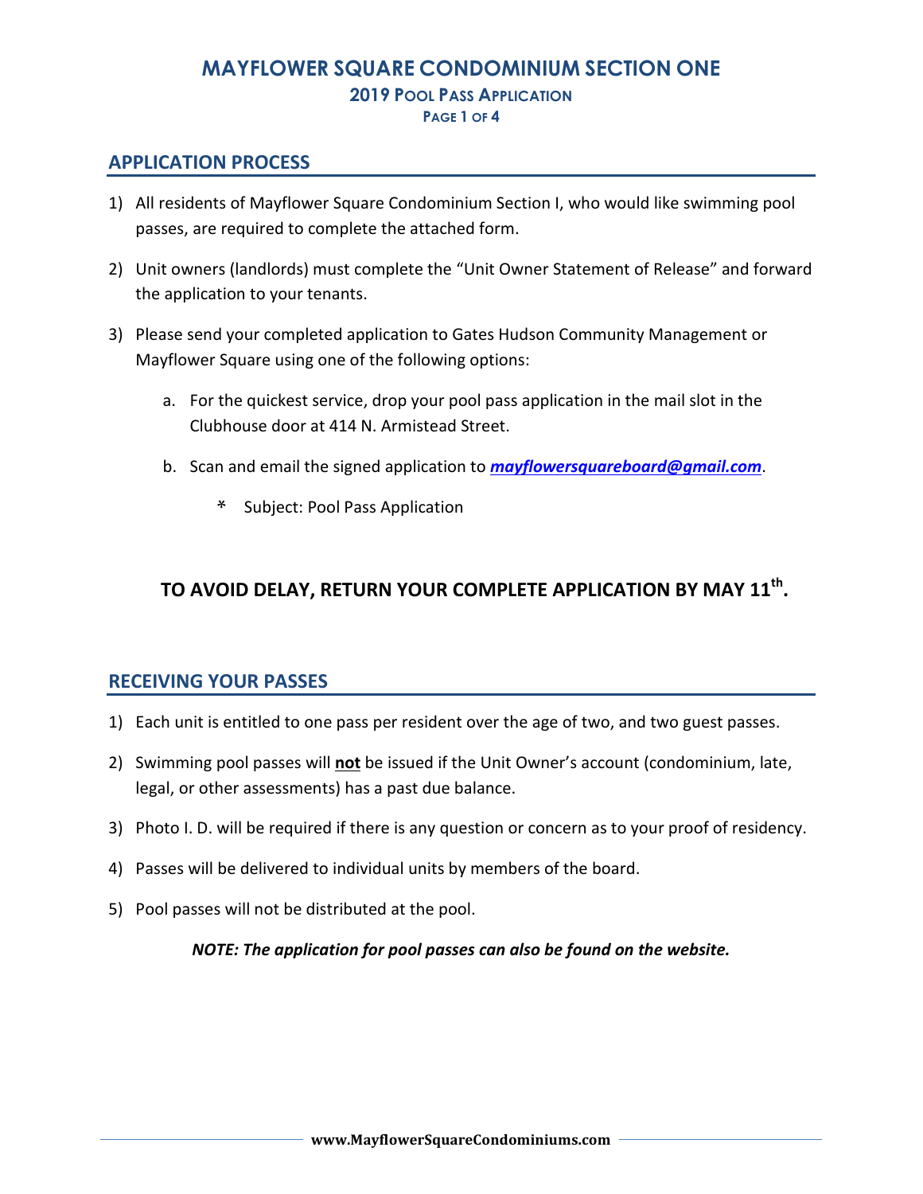# MAYFLOWER SQUARE CONDOMINIUM SECTION ONE

## 2019 Pool Pass Application

## APPLICATION PROCESS

1) All residents of Mayflower Square Condominium Section I, who would like swimming pool passes, are required to complete the attached form.

2) Unit owners (landlords) must complete the "Unit Owner Statement of Release" and forward the application to your tenants.

3) Please send your completed application to Gates Hudson Community Management or Mayflower Square using one of the following options:

   a. For the quickest service, drop your pool pass application in the mail slot in the Clubhouse door at 414 N. Armistead Street.

   b. Scan and email the signed application to ***mayflowersquareboard@gmail.com***.

      * Subject: Pool Pass Application

### TO AVOID DELAY, RETURN YOUR COMPLETE APPLICATION BY MAY 11th.

## RECEIVING YOUR PASSES

1) Each unit is entitled to one pass per resident over the age of two, and two guest passes.

2) Swimming pool passes will **not** be issued if the Unit Owner's account (condominium, late, legal, or other assessments) has a past due balance.

3) Photo I. D. will be required if there is any question or concern as to your proof of residency.

4) Passes will be delivered to individual units by members of the board.

5) Pool passes will not be distributed at the pool.

***NOTE: The application for pool passes can also be found on the website.***

**www.MayflowerSquareCondominiums.com**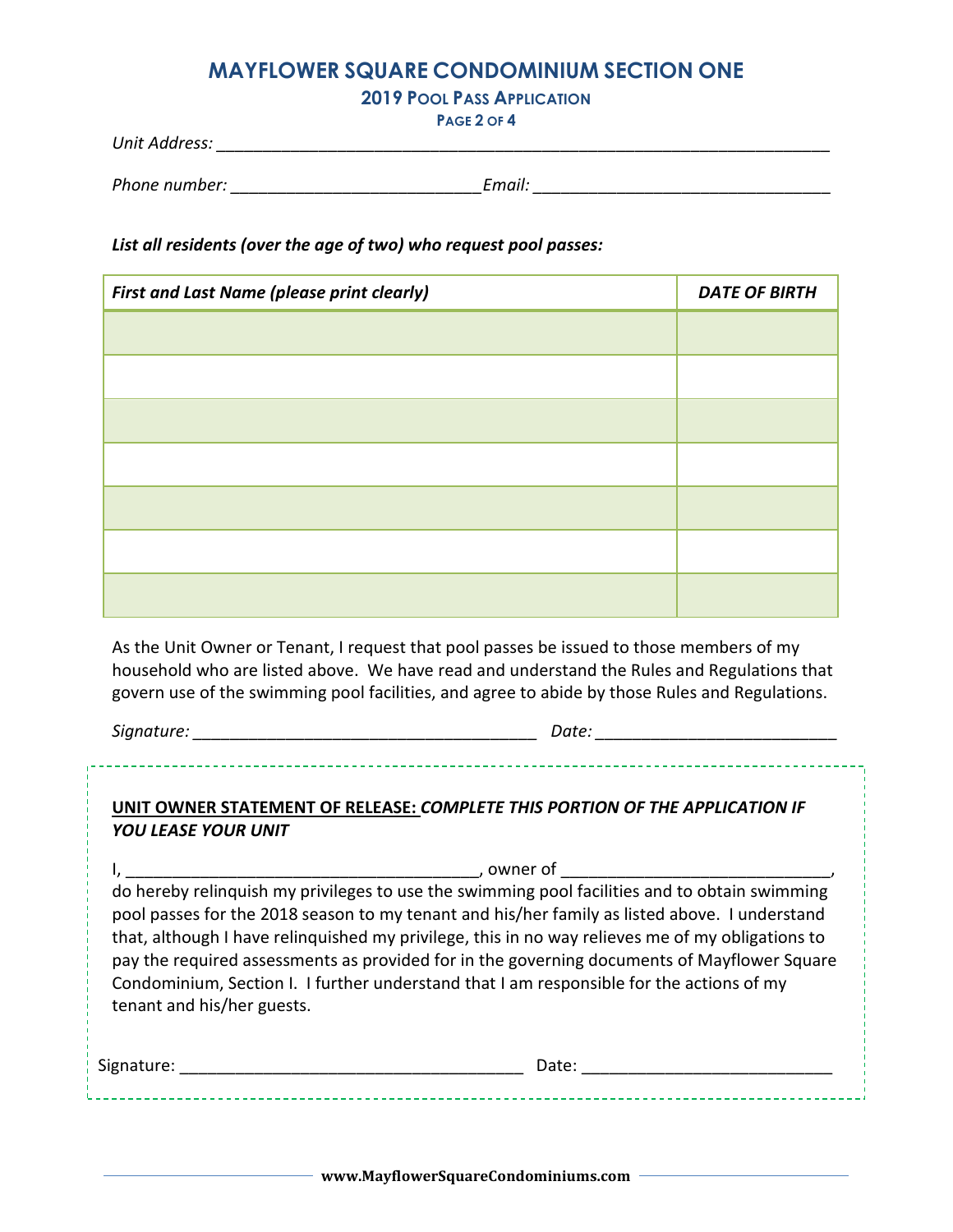# MAYFLOWER SQUARE CONDOMINIUM SECTION ONE

## 2019 Pool Pass Application

*Unit Address:* ______________________________________________________________________

*Phone number:* ___________________________ *Email:* ________________________________

***List all residents (over the age of two) who request pool passes:***

| *First and Last Name (please print clearly)* | *DATE OF BIRTH* |
|---|---|
| | |
| | |
| | |
| | |
| | |
| | |
| | |

As the Unit Owner or Tenant, I request that pool passes be issued to those members of my household who are listed above. We have read and understand the Rules and Regulations that govern use of the swimming pool facilities, and agree to abide by those Rules and Regulations.

*Signature:* _____________________________________ *Date:* __________________________

**UNIT OWNER STATEMENT OF RELEASE:** ***COMPLETE THIS PORTION OF THE APPLICATION IF YOU LEASE YOUR UNIT***

I, _____________________________________, owner of _____________________________, do hereby relinquish my privileges to use the swimming pool facilities and to obtain swimming pool passes for the 2018 season to my tenant and his/her family as listed above. I understand that, although I have relinquished my privilege, this in no way relieves me of my obligations to pay the required assessments as provided for in the governing documents of Mayflower Square Condominium, Section I. I further understand that I am responsible for the actions of my tenant and his/her guests.

Signature: _____________________________________ Date: ___________________________

**www.MayflowerSquareCondominiums.com**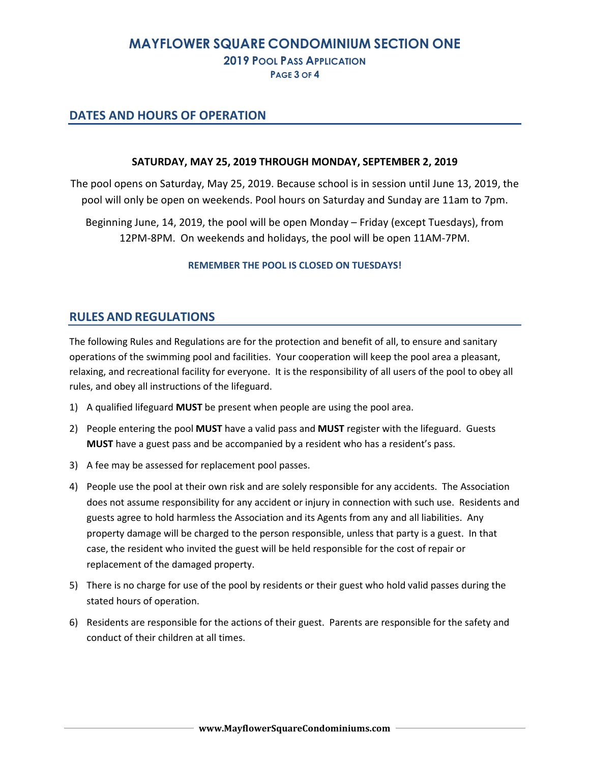# MAYFLOWER SQUARE CONDOMINIUM SECTION ONE

### 2019 Pool Pass Application

## DATES AND HOURS OF OPERATION

**SATURDAY, MAY 25, 2019 THROUGH MONDAY, SEPTEMBER 2, 2019**

The pool opens on Saturday, May 25, 2019. Because school is in session until June 13, 2019, the pool will only be open on weekends. Pool hours on Saturday and Sunday are 11am to 7pm.

Beginning June, 14, 2019, the pool will be open Monday – Friday (except Tuesdays), from 12PM-8PM. On weekends and holidays, the pool will be open 11AM-7PM.

**REMEMBER THE POOL IS CLOSED ON TUESDAYS!**

## RULES AND REGULATIONS

The following Rules and Regulations are for the protection and benefit of all, to ensure and sanitary operations of the swimming pool and facilities. Your cooperation will keep the pool area a pleasant, relaxing, and recreational facility for everyone. It is the responsibility of all users of the pool to obey all rules, and obey all instructions of the lifeguard.

1) A qualified lifeguard **MUST** be present when people are using the pool area.
2) People entering the pool **MUST** have a valid pass and **MUST** register with the lifeguard. Guests **MUST** have a guest pass and be accompanied by a resident who has a resident's pass.
3) A fee may be assessed for replacement pool passes.
4) People use the pool at their own risk and are solely responsible for any accidents. The Association does not assume responsibility for any accident or injury in connection with such use. Residents and guests agree to hold harmless the Association and its Agents from any and all liabilities. Any property damage will be charged to the person responsible, unless that party is a guest. In that case, the resident who invited the guest will be held responsible for the cost of repair or replacement of the damaged property.
5) There is no charge for use of the pool by residents or their guest who hold valid passes during the stated hours of operation.
6) Residents are responsible for the actions of their guest. Parents are responsible for the safety and conduct of their children at all times.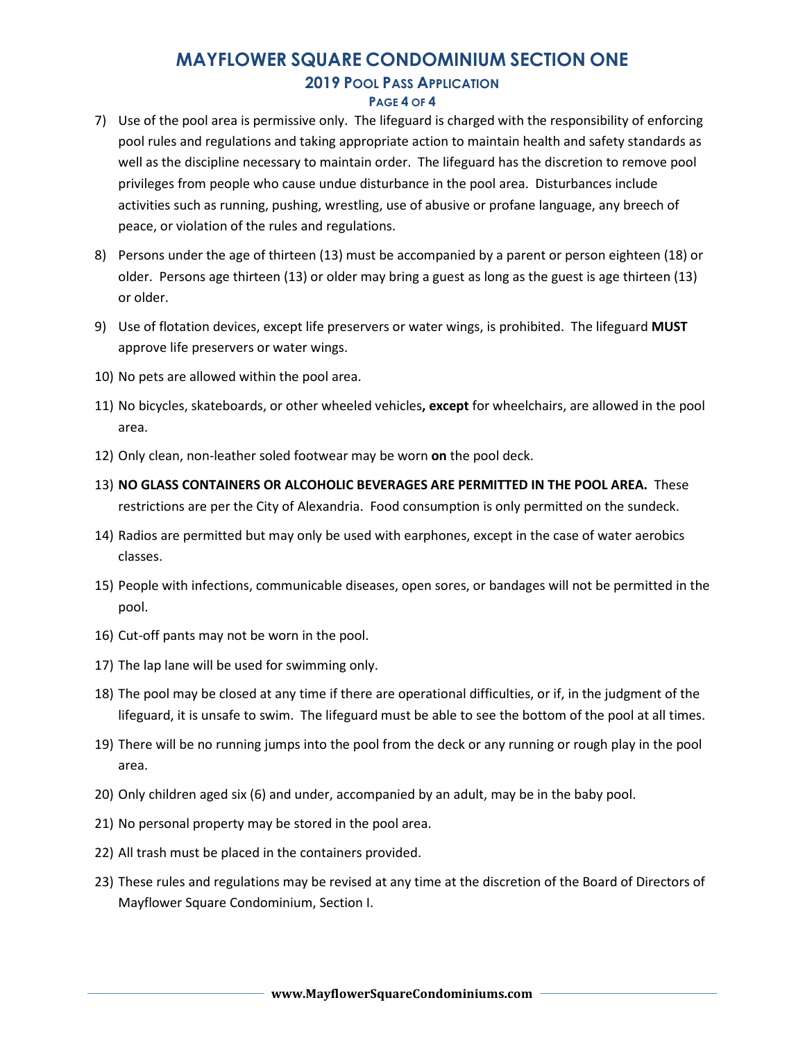# MAYFLOWER SQUARE CONDOMINIUM SECTION ONE

## 2019 Pool Pass Application

7) Use of the pool area is permissive only. The lifeguard is charged with the responsibility of enforcing pool rules and regulations and taking appropriate action to maintain health and safety standards as well as the discipline necessary to maintain order. The lifeguard has the discretion to remove pool privileges from people who cause undue disturbance in the pool area. Disturbances include activities such as running, pushing, wrestling, use of abusive or profane language, any breech of peace, or violation of the rules and regulations.

8) Persons under the age of thirteen (13) must be accompanied by a parent or person eighteen (18) or older. Persons age thirteen (13) or older may bring a guest as long as the guest is age thirteen (13) or older.

9) Use of flotation devices, except life preservers or water wings, is prohibited. The lifeguard **MUST** approve life preservers or water wings.

10) No pets are allowed within the pool area.

11) No bicycles, skateboards, or other wheeled vehicles**, except** for wheelchairs, are allowed in the pool area.

12) Only clean, non-leather soled footwear may be worn **on** the pool deck.

13) **NO GLASS CONTAINERS OR ALCOHOLIC BEVERAGES ARE PERMITTED IN THE POOL AREA.** These restrictions are per the City of Alexandria. Food consumption is only permitted on the sundeck.

14) Radios are permitted but may only be used with earphones, except in the case of water aerobics classes.

15) People with infections, communicable diseases, open sores, or bandages will not be permitted in the pool.

16) Cut-off pants may not be worn in the pool.

17) The lap lane will be used for swimming only.

18) The pool may be closed at any time if there are operational difficulties, or if, in the judgment of the lifeguard, it is unsafe to swim. The lifeguard must be able to see the bottom of the pool at all times.

19) There will be no running jumps into the pool from the deck or any running or rough play in the pool area.

20) Only children aged six (6) and under, accompanied by an adult, may be in the baby pool.

21) No personal property may be stored in the pool area.

22) All trash must be placed in the containers provided.

23) These rules and regulations may be revised at any time at the discretion of the Board of Directors of Mayflower Square Condominium, Section I.